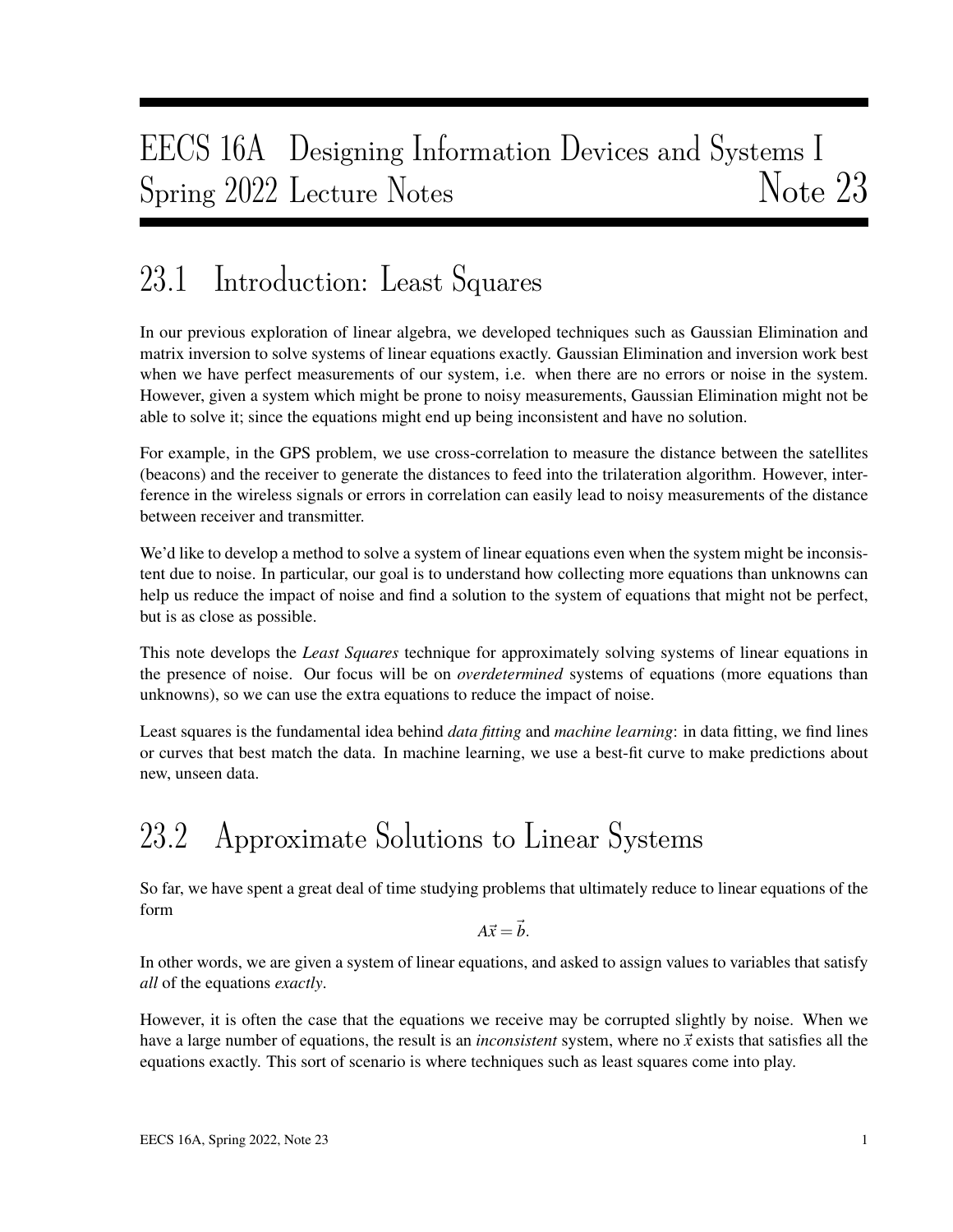# EECS 16A Designing Information Devices and Systems I
# Spring 2022 Lecture Notes Note 23

## 23.1 Introduction: Least Squares

In our previous exploration of linear algebra, we developed techniques such as Gaussian Elimination and matrix inversion to solve systems of linear equations exactly. Gaussian Elimination and inversion work best when we have perfect measurements of our system, i.e. when there are no errors or noise in the system. However, given a system which might be prone to noisy measurements, Gaussian Elimination might not be able to solve it; since the equations might end up being inconsistent and have no solution.

For example, in the GPS problem, we use cross-correlation to measure the distance between the satellites (beacons) and the receiver to generate the distances to feed into the trilateration algorithm. However, interference in the wireless signals or errors in correlation can easily lead to noisy measurements of the distance between receiver and transmitter.

We'd like to develop a method to solve a system of linear equations even when the system might be inconsistent due to noise. In particular, our goal is to understand how collecting more equations than unknowns can help us reduce the impact of noise and find a solution to the system of equations that might not be perfect, but is as close as possible.

This note develops the *Least Squares* technique for approximately solving systems of linear equations in the presence of noise. Our focus will be on *overdetermined* systems of equations (more equations than unknowns), so we can use the extra equations to reduce the impact of noise.

Least squares is the fundamental idea behind *data fitting* and *machine learning*: in data fitting, we find lines or curves that best match the data. In machine learning, we use a best-fit curve to make predictions about new, unseen data.

## 23.2 Approximate Solutions to Linear Systems

So far, we have spent a great deal of time studying problems that ultimately reduce to linear equations of the form

$$A\vec{x} = \vec{b}.$$

In other words, we are given a system of linear equations, and asked to assign values to variables that satisfy *all* of the equations *exactly*.

However, it is often the case that the equations we receive may be corrupted slightly by noise. When we have a large number of equations, the result is an *inconsistent* system, where no $\vec{x}$ exists that satisfies all the equations exactly. This sort of scenario is where techniques such as least squares come into play.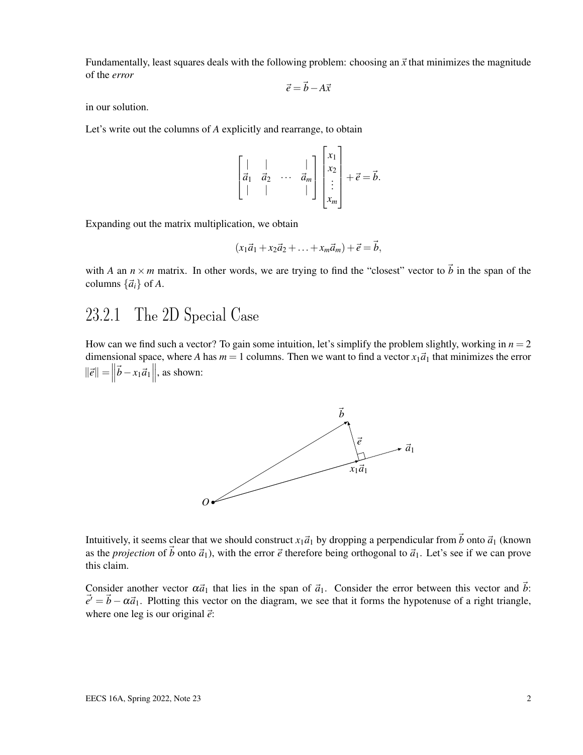Fundamentally, least squares deals with the following problem: choosing an $\vec{x}$ that minimizes the magnitude of the *error*

$$\vec{e} = \vec{b} - A\vec{x}$$

in our solution.

Let's write out the columns of $A$ explicitly and rearrange, to obtain

$$\begin{bmatrix} | & | & & | \\ \vec{a}_1 & \vec{a}_2 & \cdots & \vec{a}_m \\ | & | & & | \end{bmatrix} \begin{bmatrix} x_1 \\ x_2 \\ \vdots \\ x_m \end{bmatrix} + \vec{e} = \vec{b}.$$

Expanding out the matrix multiplication, we obtain

$$(x_1\vec{a}_1 + x_2\vec{a}_2 + \ldots + x_m\vec{a}_m) + \vec{e} = \vec{b},$$

with $A$ an $n \times m$ matrix. In other words, we are trying to find the "closest" vector to $\vec{b}$ in the span of the columns $\{\vec{a}_i\}$ of $A$.

### 23.2.1 The 2D Special Case

How can we find such a vector? To gain some intuition, let's simplify the problem slightly, working in $n = 2$ dimensional space, where $A$ has $m = 1$ columns. Then we want to find a vector $x_1\vec{a}_1$ that minimizes the error $\|\vec{e}\| = \left\|\vec{b} - x_1\vec{a}_1\right\|$, as shown:

Intuitively, it seems clear that we should construct $x_1\vec{a}_1$ by dropping a perpendicular from $\vec{b}$ onto $\vec{a}_1$ (known as the *projection* of $\vec{b}$ onto $\vec{a}_1$), with the error $\vec{e}$ therefore being orthogonal to $\vec{a}_1$. Let's see if we can prove this claim.

Consider another vector $\alpha\vec{a}_1$ that lies in the span of $\vec{a}_1$. Consider the error between this vector and $\vec{b}$: $\vec{e}' = \vec{b} - \alpha\vec{a}_1$. Plotting this vector on the diagram, we see that it forms the hypotenuse of a right triangle, where one leg is our original $\vec{e}$: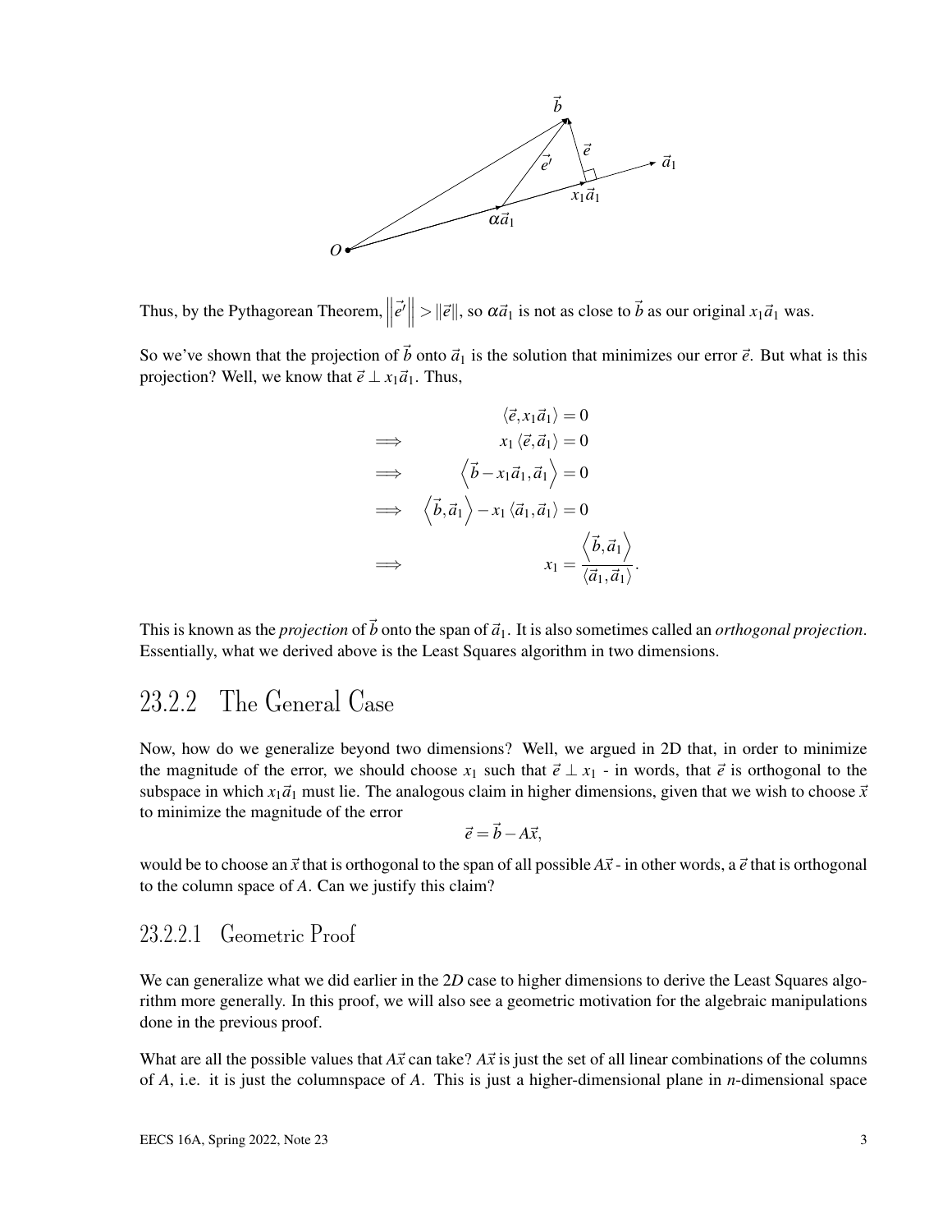Thus, by the Pythagorean Theorem, $\left\|\vec{e'}\right\| > \|\vec{e}\|$, so $\alpha\vec{a}_1$ is not as close to $\vec{b}$ as our original $x_1\vec{a}_1$ was.

So we've shown that the projection of $\vec{b}$ onto $\vec{a}_1$ is the solution that minimizes our error $\vec{e}$. But what is this projection? Well, we know that $\vec{e} \perp x_1\vec{a}_1$. Thus,

$$
\begin{aligned}
& \langle \vec{e}, x_1\vec{a}_1 \rangle = 0 \\
\implies \quad & x_1 \langle \vec{e}, \vec{a}_1 \rangle = 0 \\
\implies \quad & \left\langle \vec{b} - x_1\vec{a}_1, \vec{a}_1 \right\rangle = 0 \\
\implies \quad & \left\langle \vec{b}, \vec{a}_1 \right\rangle - x_1 \langle \vec{a}_1, \vec{a}_1 \rangle = 0 \\
\implies \quad & x_1 = \frac{\left\langle \vec{b}, \vec{a}_1 \right\rangle}{\langle \vec{a}_1, \vec{a}_1 \rangle}.
\end{aligned}
$$

This is known as the *projection* of $\vec{b}$ onto the span of $\vec{a}_1$. It is also sometimes called an *orthogonal projection*. Essentially, what we derived above is the Least Squares algorithm in two dimensions.

## 23.2.2 The General Case

Now, how do we generalize beyond two dimensions? Well, we argued in 2D that, in order to minimize the magnitude of the error, we should choose $x_1$ such that $\vec{e} \perp x_1$ - in words, that $\vec{e}$ is orthogonal to the subspace in which $x_1\vec{a}_1$ must lie. The analogous claim in higher dimensions, given that we wish to choose $\vec{x}$ to minimize the magnitude of the error

$$\vec{e} = \vec{b} - A\vec{x},$$

would be to choose an $\vec{x}$ that is orthogonal to the span of all possible $A\vec{x}$ - in other words, a $\vec{e}$ that is orthogonal to the column space of $A$. Can we justify this claim?

### 23.2.2.1 Geometric Proof

We can generalize what we did earlier in the $2D$ case to higher dimensions to derive the Least Squares algorithm more generally. In this proof, we will also see a geometric motivation for the algebraic manipulations done in the previous proof.

What are all the possible values that $A\vec{x}$ can take? $A\vec{x}$ is just the set of all linear combinations of the columns of $A$, i.e. it is just the columnspace of $A$. This is just a higher-dimensional plane in $n$-dimensional space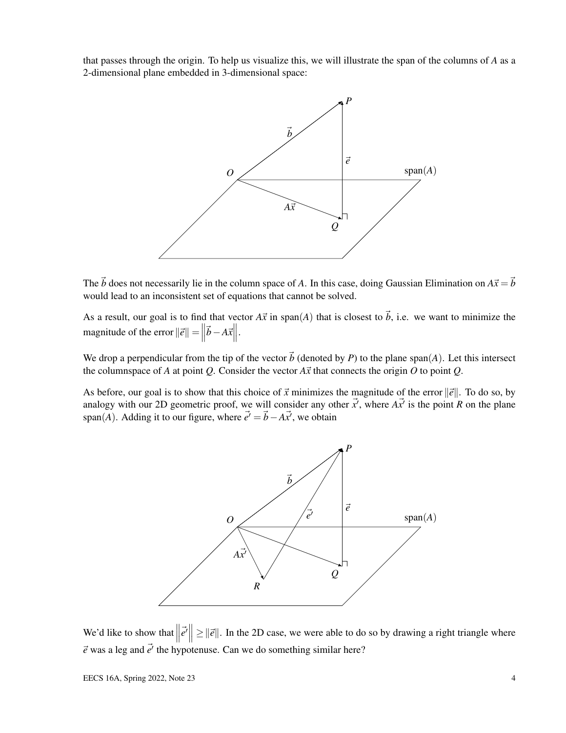that passes through the origin. To help us visualize this, we will illustrate the span of the columns of $A$ as a 2-dimensional plane embedded in 3-dimensional space:

The $\vec{b}$ does not necessarily lie in the column space of $A$. In this case, doing Gaussian Elimination on $A\vec{x} = \vec{b}$ would lead to an inconsistent set of equations that cannot be solved.

As a result, our goal is to find that vector $A\vec{x}$ in span($A$) that is closest to $\vec{b}$, i.e. we want to minimize the magnitude of the error $\|\vec{e}\| = \left\|\vec{b} - A\vec{x}\right\|$.

We drop a perpendicular from the tip of the vector $\vec{b}$ (denoted by $P$) to the plane span($A$). Let this intersect the columnspace of $A$ at point $Q$. Consider the vector $A\vec{x}$ that connects the origin $O$ to point $Q$.

As before, our goal is to show that this choice of $\vec{x}$ minimizes the magnitude of the error $\|\vec{e}\|$. To do so, by analogy with our 2D geometric proof, we will consider any other $\vec{x'}$, where $A\vec{x'}$ is the point $R$ on the plane span($A$). Adding it to our figure, where $\vec{e'} = \vec{b} - A\vec{x'}$, we obtain

We'd like to show that $\left\|\vec{e'}\right\| \geq \|\vec{e}\|$. In the 2D case, we were able to do so by drawing a right triangle where $\vec{e}$ was a leg and $\vec{e'}$ the hypotenuse. Can we do something similar here?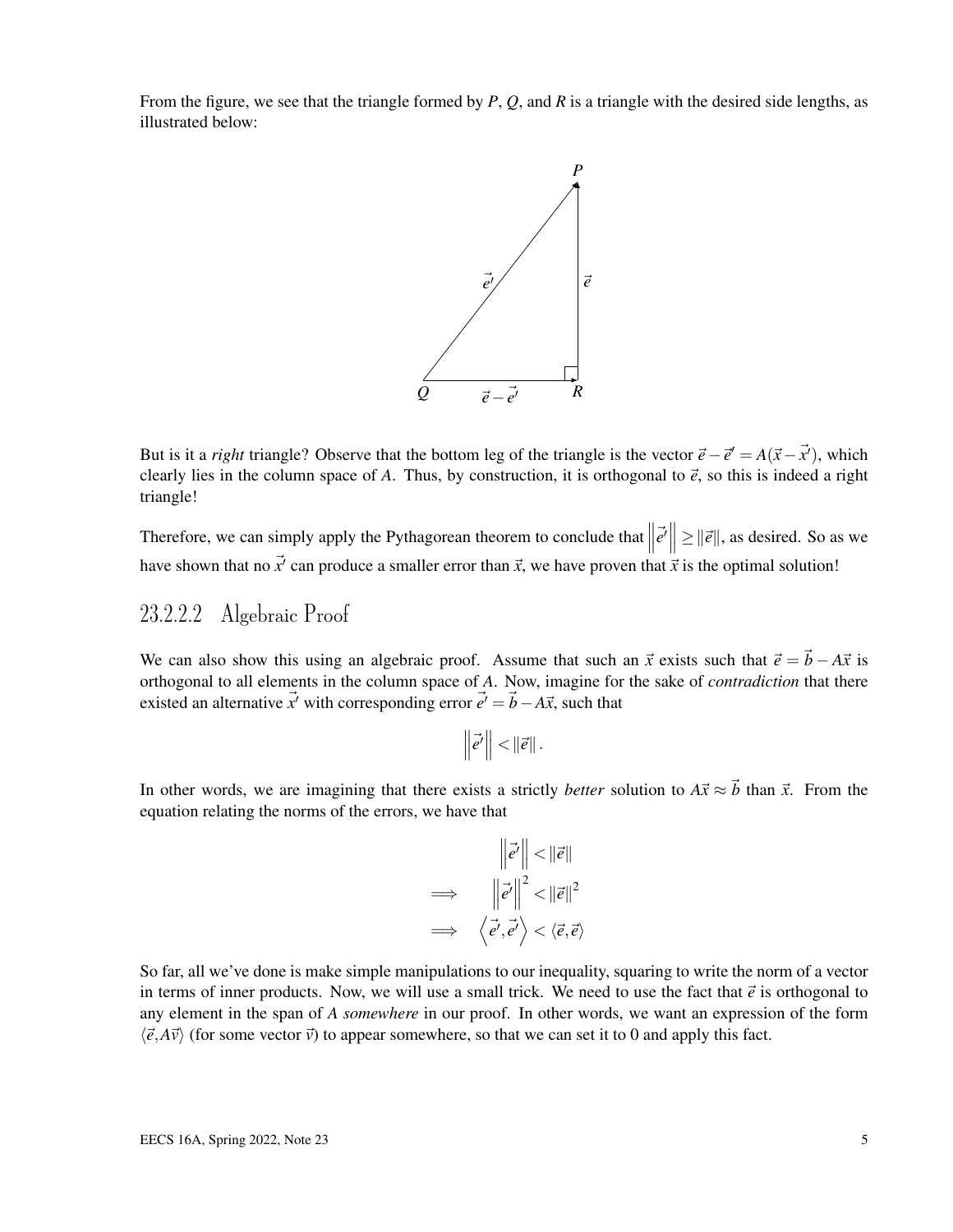From the figure, we see that the triangle formed by $P$, $Q$, and $R$ is a triangle with the desired side lengths, as illustrated below:

But is it a *right* triangle? Observe that the bottom leg of the triangle is the vector $\vec{e} - \vec{e'} = A(\vec{x} - \vec{x'})$, which clearly lies in the column space of $A$. Thus, by construction, it is orthogonal to $\vec{e}$, so this is indeed a right triangle!

Therefore, we can simply apply the Pythagorean theorem to conclude that $\left\|\vec{e'}\right\| \geq \|\vec{e}\|$, as desired. So as we have shown that no $\vec{x'}$ can produce a smaller error than $\vec{x}$, we have proven that $\vec{x}$ is the optimal solution!

### 23.2.2.2 Algebraic Proof

We can also show this using an algebraic proof. Assume that such an $\vec{x}$ exists such that $\vec{e} = \vec{b} - A\vec{x}$ is orthogonal to all elements in the column space of $A$. Now, imagine for the sake of *contradiction* that there existed an alternative $\vec{x'}$ with corresponding error $\vec{e'} = \vec{b} - A\vec{x}$, such that

$$\left\|\vec{e'}\right\| < \|\vec{e}\|.$$

In other words, we are imagining that there exists a strictly *better* solution to $A\vec{x} \approx \vec{b}$ than $\vec{x}$. From the equation relating the norms of the errors, we have that

$$\begin{aligned}
& \left\|\vec{e'}\right\| < \|\vec{e}\| \\
\implies \quad & \left\|\vec{e'}\right\|^2 < \|\vec{e}\|^2 \\
\implies \quad & \left\langle \vec{e'}, \vec{e'} \right\rangle < \langle \vec{e}, \vec{e} \rangle
\end{aligned}$$

So far, all we've done is make simple manipulations to our inequality, squaring to write the norm of a vector in terms of inner products. Now, we will use a small trick. We need to use the fact that $\vec{e}$ is orthogonal to any element in the span of $A$ *somewhere* in our proof. In other words, we want an expression of the form $\langle \vec{e}, A\vec{v} \rangle$ (for some vector $\vec{v}$) to appear somewhere, so that we can set it to 0 and apply this fact.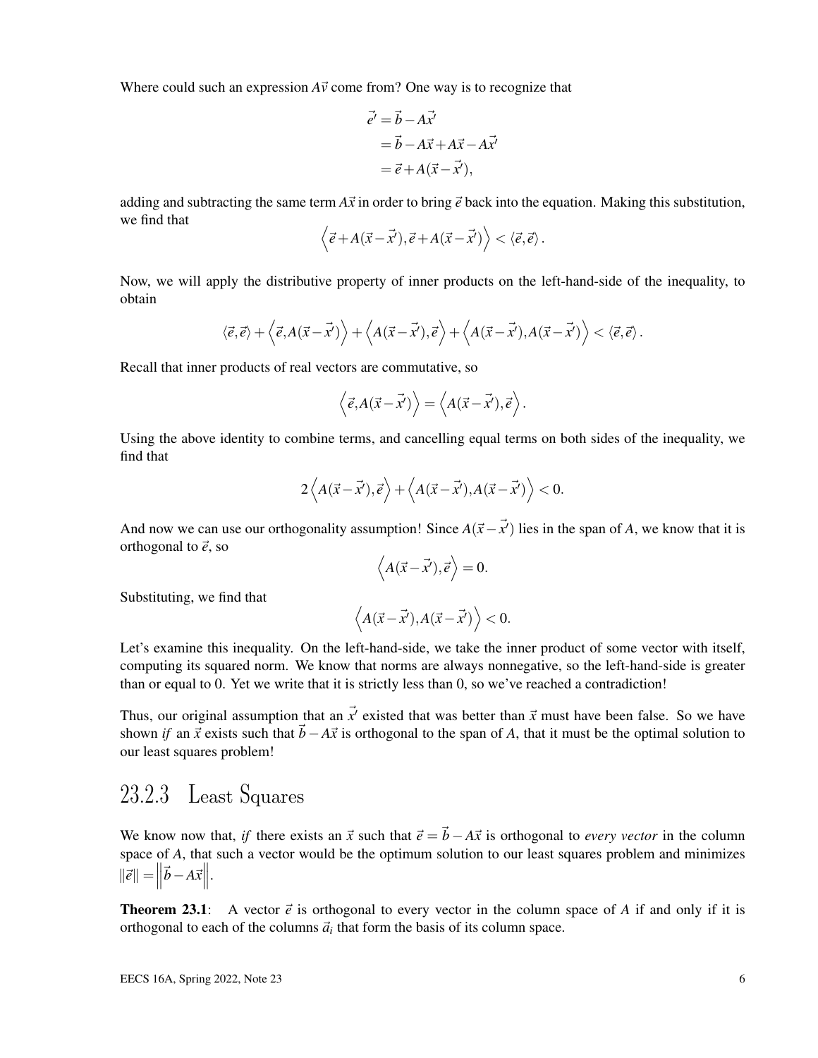Where could such an expression $A\vec{v}$ come from? One way is to recognize that

$$
\begin{aligned}
\vec{e}' &= \vec{b} - A\vec{x}' \\
&= \vec{b} - A\vec{x} + A\vec{x} - A\vec{x}' \\
&= \vec{e} + A(\vec{x} - \vec{x}'),
\end{aligned}
$$

adding and subtracting the same term $A\vec{x}$ in order to bring $\vec{e}$ back into the equation. Making this substitution, we find that

$$
\left\langle \vec{e} + A(\vec{x} - \vec{x}'), \vec{e} + A(\vec{x} - \vec{x}') \right\rangle < \langle \vec{e}, \vec{e} \rangle .
$$

Now, we will apply the distributive property of inner products on the left-hand-side of the inequality, to obtain

$$
\langle \vec{e}, \vec{e} \rangle + \left\langle \vec{e}, A(\vec{x} - \vec{x}') \right\rangle + \left\langle A(\vec{x} - \vec{x}'), \vec{e} \right\rangle + \left\langle A(\vec{x} - \vec{x}'), A(\vec{x} - \vec{x}') \right\rangle < \langle \vec{e}, \vec{e} \rangle .
$$

Recall that inner products of real vectors are commutative, so

$$
\left\langle \vec{e}, A(\vec{x} - \vec{x}') \right\rangle = \left\langle A(\vec{x} - \vec{x}'), \vec{e} \right\rangle .
$$

Using the above identity to combine terms, and cancelling equal terms on both sides of the inequality, we find that

$$
2\left\langle A(\vec{x} - \vec{x}'), \vec{e} \right\rangle + \left\langle A(\vec{x} - \vec{x}'), A(\vec{x} - \vec{x}') \right\rangle < 0.
$$

And now we can use our orthogonality assumption! Since $A(\vec{x} - \vec{x}')$ lies in the span of $A$, we know that it is orthogonal to $\vec{e}$, so

$$
\left\langle A(\vec{x} - \vec{x}'), \vec{e} \right\rangle = 0.
$$

Substituting, we find that

$$
\left\langle A(\vec{x} - \vec{x}'), A(\vec{x} - \vec{x}') \right\rangle < 0.
$$

Let's examine this inequality. On the left-hand-side, we take the inner product of some vector with itself, computing its squared norm. We know that norms are always nonnegative, so the left-hand-side is greater than or equal to 0. Yet we write that it is strictly less than 0, so we've reached a contradiction!

Thus, our original assumption that an $\vec{x}'$ existed that was better than $\vec{x}$ must have been false. So we have shown *if* an $\vec{x}$ exists such that $\vec{b} - A\vec{x}$ is orthogonal to the span of $A$, that it must be the optimal solution to our least squares problem!

### 23.2.3 Least Squares

We know now that, *if* there exists an $\vec{x}$ such that $\vec{e} = \vec{b} - A\vec{x}$ is orthogonal to *every vector* in the column space of $A$, that such a vector would be the optimum solution to our least squares problem and minimizes $\|\vec{e}\| = \left\| \vec{b} - A\vec{x} \right\|$.

**Theorem 23.1**: A vector $\vec{e}$ is orthogonal to every vector in the column space of $A$ if and only if it is orthogonal to each of the columns $\vec{a}_i$ that form the basis of its column space.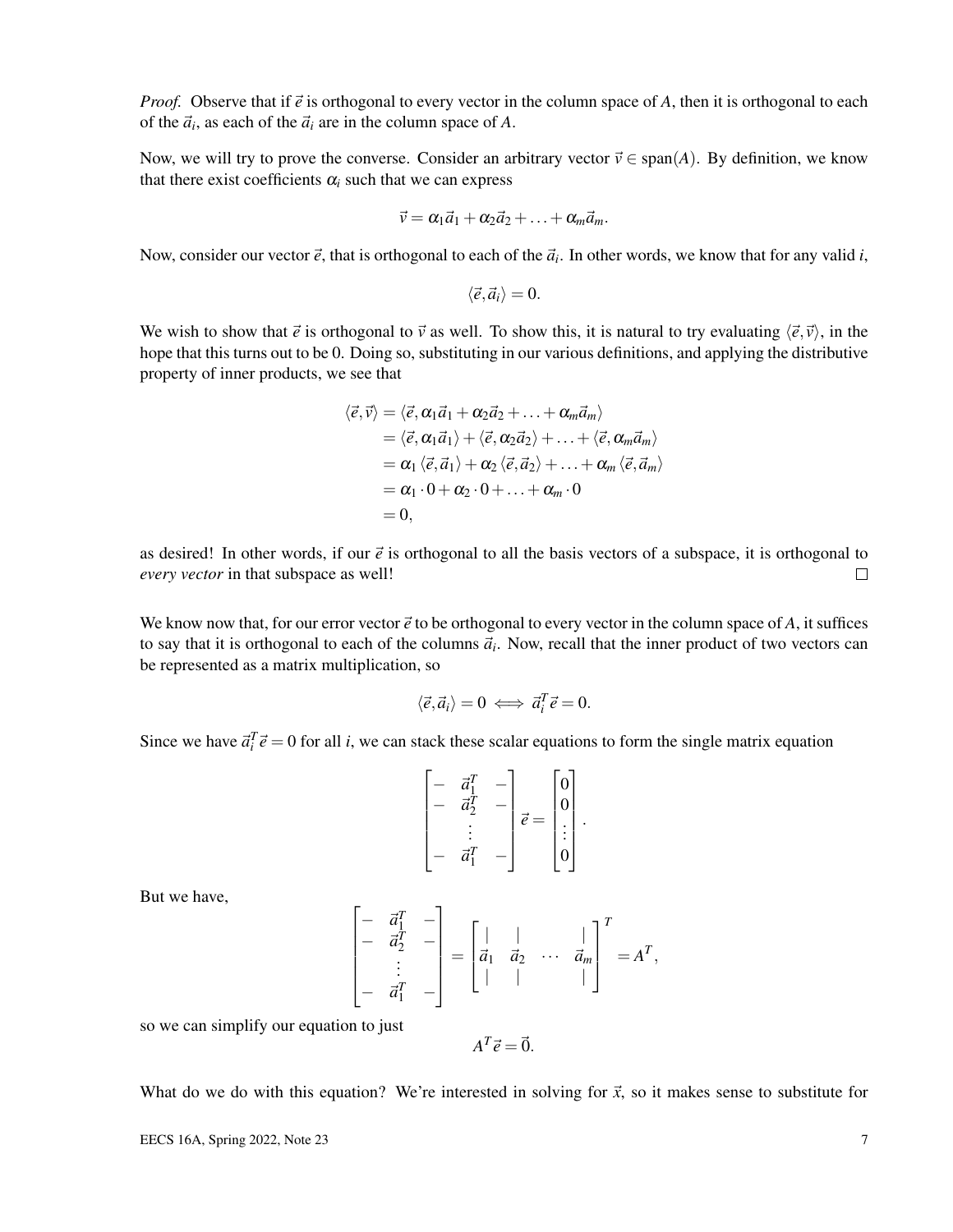*Proof.* Observe that if $\vec{e}$ is orthogonal to every vector in the column space of $A$, then it is orthogonal to each of the $\vec{a}_i$, as each of the $\vec{a}_i$ are in the column space of $A$.

Now, we will try to prove the converse. Consider an arbitrary vector $\vec{v} \in \text{span}(A)$. By definition, we know that there exist coefficients $\alpha_i$ such that we can express

$$\vec{v} = \alpha_1\vec{a}_1 + \alpha_2\vec{a}_2 + \ldots + \alpha_m\vec{a}_m.$$

Now, consider our vector $\vec{e}$, that is orthogonal to each of the $\vec{a}_i$. In other words, we know that for any valid $i$,

$$\langle \vec{e}, \vec{a}_i \rangle = 0.$$

We wish to show that $\vec{e}$ is orthogonal to $\vec{v}$ as well. To show this, it is natural to try evaluating $\langle \vec{e}, \vec{v} \rangle$, in the hope that this turns out to be 0. Doing so, substituting in our various definitions, and applying the distributive property of inner products, we see that

$$\begin{aligned}
\langle \vec{e}, \vec{v} \rangle &= \langle \vec{e}, \alpha_1\vec{a}_1 + \alpha_2\vec{a}_2 + \ldots + \alpha_m\vec{a}_m \rangle \\
&= \langle \vec{e}, \alpha_1\vec{a}_1 \rangle + \langle \vec{e}, \alpha_2\vec{a}_2 \rangle + \ldots + \langle \vec{e}, \alpha_m\vec{a}_m \rangle \\
&= \alpha_1 \langle \vec{e}, \vec{a}_1 \rangle + \alpha_2 \langle \vec{e}, \vec{a}_2 \rangle + \ldots + \alpha_m \langle \vec{e}, \vec{a}_m \rangle \\
&= \alpha_1 \cdot 0 + \alpha_2 \cdot 0 + \ldots + \alpha_m \cdot 0 \\
&= 0,
\end{aligned}$$

as desired! In other words, if our $\vec{e}$ is orthogonal to all the basis vectors of a subspace, it is orthogonal to *every vector* in that subspace as well! □

We know now that, for our error vector $\vec{e}$ to be orthogonal to every vector in the column space of $A$, it suffices to say that it is orthogonal to each of the columns $\vec{a}_i$. Now, recall that the inner product of two vectors can be represented as a matrix multiplication, so

$$\langle \vec{e}, \vec{a}_i \rangle = 0 \iff \vec{a}_i^T \vec{e} = 0.$$

Since we have $\vec{a}_i^T \vec{e} = 0$ for all $i$, we can stack these scalar equations to form the single matrix equation

$$\begin{bmatrix} - & \vec{a}_1^T & - \\ - & \vec{a}_2^T & - \\ & \vdots & \\ - & \vec{a}_1^T & - \end{bmatrix} \vec{e} = \begin{bmatrix} 0 \\ 0 \\ \vdots \\ 0 \end{bmatrix}.$$

But we have,

$$\begin{bmatrix} - & \vec{a}_1^T & - \\ - & \vec{a}_2^T & - \\ & \vdots & \\ - & \vec{a}_1^T & - \end{bmatrix} = \begin{bmatrix} | & | & & | \\ \vec{a}_1 & \vec{a}_2 & \cdots & \vec{a}_m \\ | & | & & | \end{bmatrix}^T = A^T,$$

so we can simplify our equation to just

$$A^T \vec{e} = \vec{0}.$$

What do we do with this equation? We're interested in solving for $\vec{x}$, so it makes sense to substitute for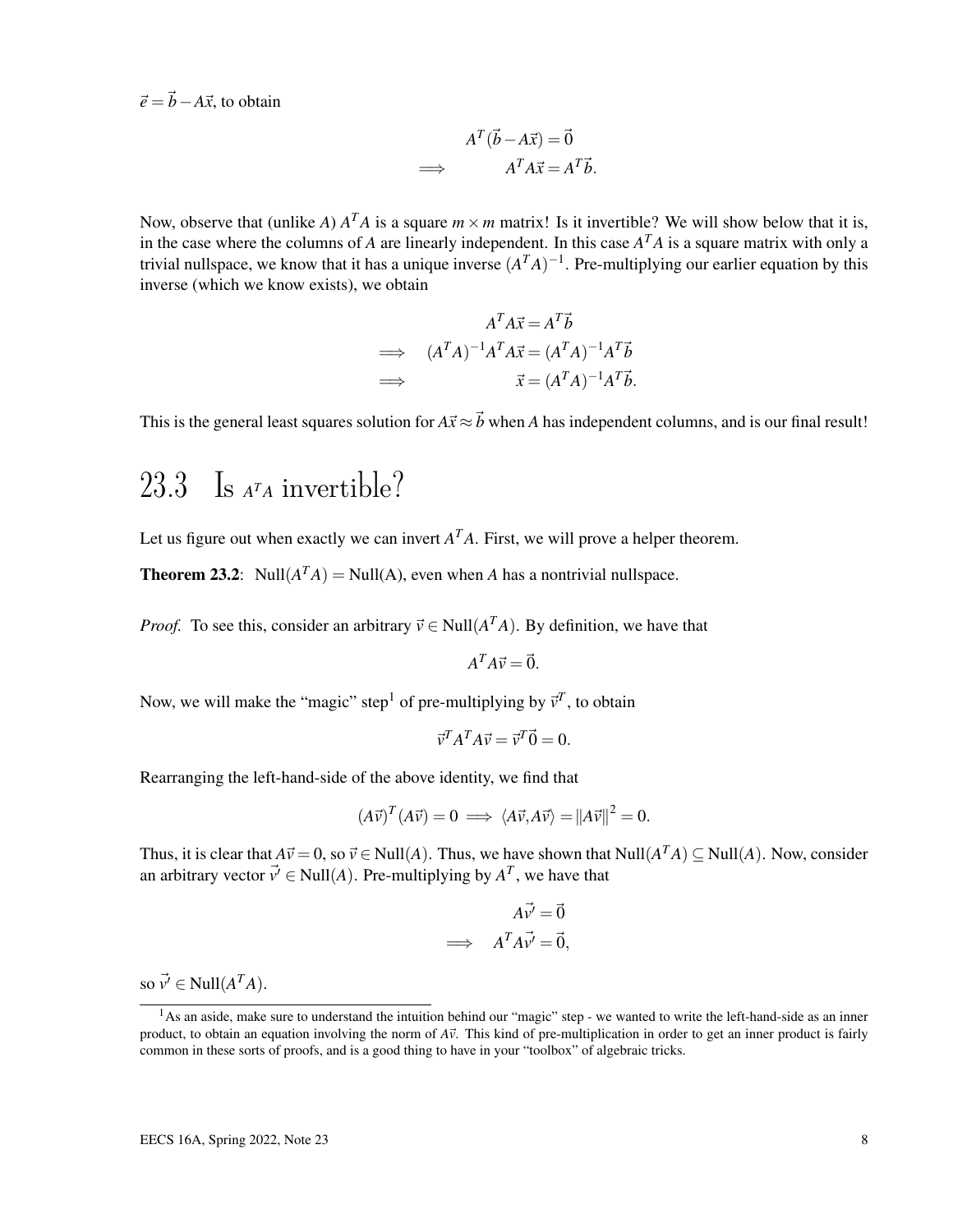$\vec{e} = \vec{b} - A\vec{x}$, to obtain

$$
\begin{aligned}
& A^T(\vec{b} - A\vec{x}) = \vec{0} \\
\implies \quad & A^T A\vec{x} = A^T\vec{b}.
\end{aligned}
$$

Now, observe that (unlike $A$) $A^T A$ is a square $m \times m$ matrix! Is it invertible? We will show below that it is, in the case where the columns of $A$ are linearly independent. In this case $A^T A$ is a square matrix with only a trivial nullspace, we know that it has a unique inverse $(A^T A)^{-1}$. Pre-multiplying our earlier equation by this inverse (which we know exists), we obtain

$$
\begin{aligned}
& A^T A\vec{x} = A^T\vec{b} \\
\implies \quad & (A^T A)^{-1} A^T A\vec{x} = (A^T A)^{-1} A^T\vec{b} \\
\implies \quad & \vec{x} = (A^T A)^{-1} A^T\vec{b}.
\end{aligned}
$$

This is the general least squares solution for $A\vec{x} \approx \vec{b}$ when $A$ has independent columns, and is our final result!

# 23.3 Is $A^T A$ invertible?

Let us figure out when exactly we can invert $A^T A$. First, we will prove a helper theorem.

**Theorem 23.2**: $\text{Null}(A^T A) = \text{Null}(\text{A})$, even when $A$ has a nontrivial nullspace.

*Proof.* To see this, consider an arbitrary $\vec{v} \in \text{Null}(A^T A)$. By definition, we have that

$$A^T A\vec{v} = \vec{0}.$$

Now, we will make the "magic" step[1] of pre-multiplying by $\vec{v}^T$, to obtain

$$\vec{v}^T A^T A\vec{v} = \vec{v}^T\vec{0} = 0.$$

Rearranging the left-hand-side of the above identity, we find that

$$(A\vec{v})^T(A\vec{v}) = 0 \implies \langle A\vec{v}, A\vec{v}\rangle = \|A\vec{v}\|^2 = 0.$$

Thus, it is clear that $A\vec{v} = 0$, so $\vec{v} \in \text{Null}(A)$. Thus, we have shown that $\text{Null}(A^T A) \subseteq \text{Null}(A)$. Now, consider an arbitrary vector $\vec{v'} \in \text{Null}(A)$. Pre-multiplying by $A^T$, we have that

$$
\begin{aligned}
& A\vec{v'} = \vec{0} \\
\implies \quad & A^T A\vec{v'} = \vec{0},
\end{aligned}
$$

so $\vec{v'} \in \text{Null}(A^T A)$.

[1] As an aside, make sure to understand the intuition behind our "magic" step - we wanted to write the left-hand-side as an inner product, to obtain an equation involving the norm of $A\vec{v}$. This kind of pre-multiplication in order to get an inner product is fairly common in these sorts of proofs, and is a good thing to have in your "toolbox" of algebraic tricks.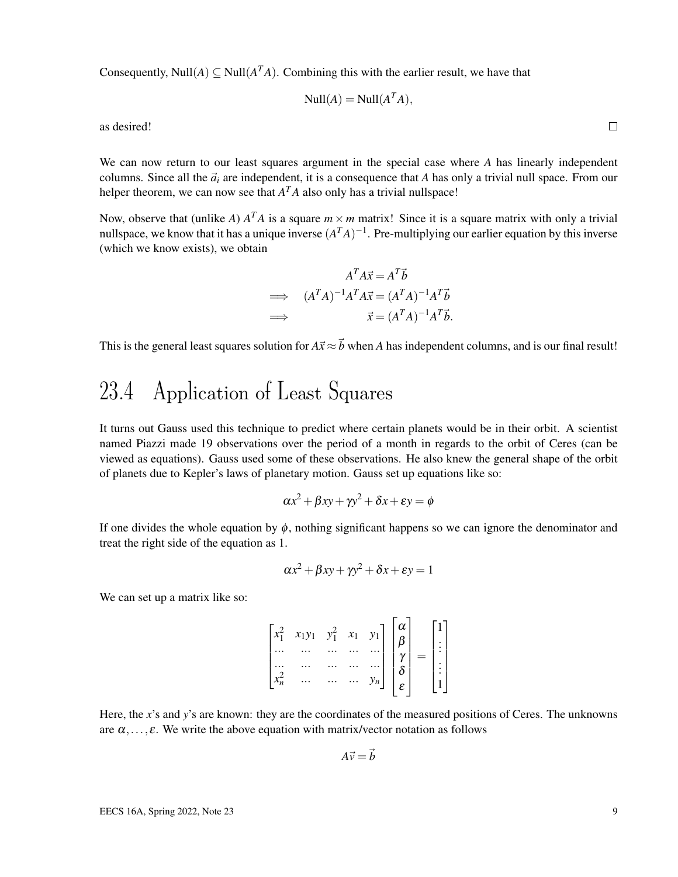Consequently, $\text{Null}(A) \subseteq \text{Null}(A^T A)$. Combining this with the earlier result, we have that

$$\text{Null}(A) = \text{Null}(A^T A),$$

as desired! □

We can now return to our least squares argument in the special case where $A$ has linearly independent columns. Since all the $\vec{a}_i$ are independent, it is a consequence that $A$ has only a trivial null space. From our helper theorem, we can now see that $A^T A$ also only has a trivial nullspace!

Now, observe that (unlike $A$) $A^T A$ is a square $m \times m$ matrix! Since it is a square matrix with only a trivial nullspace, we know that it has a unique inverse $(A^T A)^{-1}$. Pre-multiplying our earlier equation by this inverse (which we know exists), we obtain

$$\begin{aligned}
& A^T A \vec{x} = A^T \vec{b} \\
\implies \quad & (A^T A)^{-1} A^T A \vec{x} = (A^T A)^{-1} A^T \vec{b} \\
\implies \quad & \vec{x} = (A^T A)^{-1} A^T \vec{b}.
\end{aligned}$$

This is the general least squares solution for $A\vec{x} \approx \vec{b}$ when $A$ has independent columns, and is our final result!

## 23.4 Application of Least Squares

It turns out Gauss used this technique to predict where certain planets would be in their orbit. A scientist named Piazzi made 19 observations over the period of a month in regards to the orbit of Ceres (can be viewed as equations). Gauss used some of these observations. He also knew the general shape of the orbit of planets due to Kepler's laws of planetary motion. Gauss set up equations like so:

$$\alpha x^2 + \beta xy + \gamma y^2 + \delta x + \varepsilon y = \phi$$

If one divides the whole equation by $\phi$, nothing significant happens so we can ignore the denominator and treat the right side of the equation as 1.

$$\alpha x^2 + \beta xy + \gamma y^2 + \delta x + \varepsilon y = 1$$

We can set up a matrix like so:

$$\begin{bmatrix} x_1^2 & x_1 y_1 & y_1^2 & x_1 & y_1 \\ \dots & \dots & \dots & \dots & \dots \\ \dots & \dots & \dots & \dots & \dots \\ x_n^2 & \dots & \dots & \dots & y_n \end{bmatrix} \begin{bmatrix} \alpha \\ \beta \\ \gamma \\ \delta \\ \varepsilon \end{bmatrix} = \begin{bmatrix} 1 \\ \vdots \\ \vdots \\ 1 \end{bmatrix}$$

Here, the $x$'s and $y$'s are known: they are the coordinates of the measured positions of Ceres. The unknowns are $\alpha, \dots, \varepsilon$. We write the above equation with matrix/vector notation as follows

$$A\vec{v} = \vec{b}$$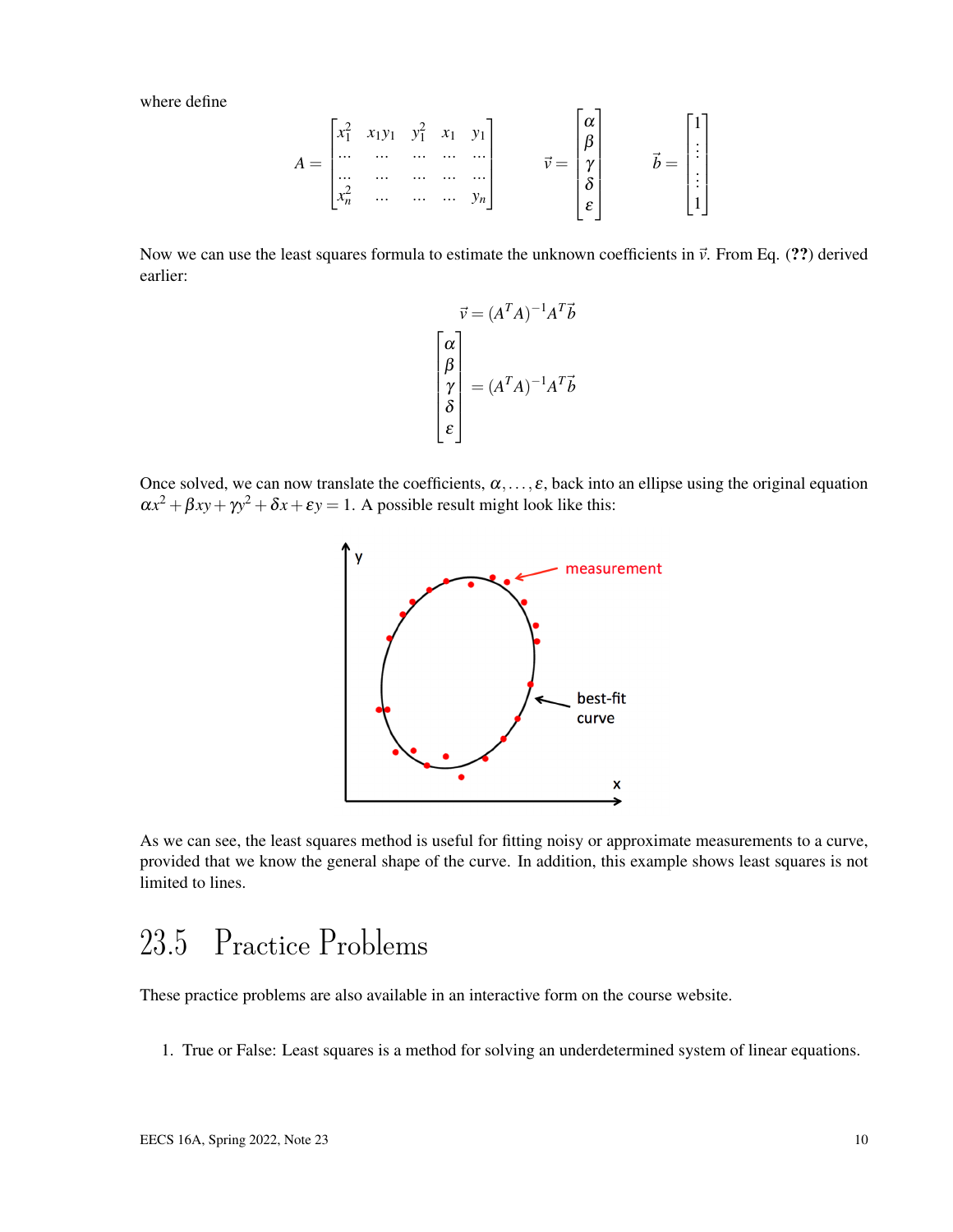where define

$$
A = \begin{bmatrix} x_1^2 & x_1 y_1 & y_1^2 & x_1 & y_1 \\ \cdots & \cdots & \cdots & \cdots & \cdots \\ \cdots & \cdots & \cdots & \cdots & \cdots \\ x_n^2 & \cdots & \cdots & \cdots & y_n \end{bmatrix} \qquad \vec{v} = \begin{bmatrix} \alpha \\ \beta \\ \gamma \\ \delta \\ \varepsilon \end{bmatrix} \qquad \vec{b} = \begin{bmatrix} 1 \\ \vdots \\ \vdots \\ 1 \end{bmatrix}
$$

Now we can use the least squares formula to estimate the unknown coefficients in $\vec{v}$. From Eq. (**??**) derived earlier:

$$
\vec{v} = (A^T A)^{-1} A^T \vec{b}
$$

$$
\begin{bmatrix} \alpha \\ \beta \\ \gamma \\ \delta \\ \varepsilon \end{bmatrix} = (A^T A)^{-1} A^T \vec{b}
$$

Once solved, we can now translate the coefficients, $\alpha, \ldots, \varepsilon$, back into an ellipse using the original equation $\alpha x^2 + \beta xy + \gamma y^2 + \delta x + \varepsilon y = 1$. A possible result might look like this:

As we can see, the least squares method is useful for fitting noisy or approximate measurements to a curve, provided that we know the general shape of the curve. In addition, this example shows least squares is not limited to lines.

## 23.5 Practice Problems

These practice problems are also available in an interactive form on the course website.

1. True or False: Least squares is a method for solving an underdetermined system of linear equations.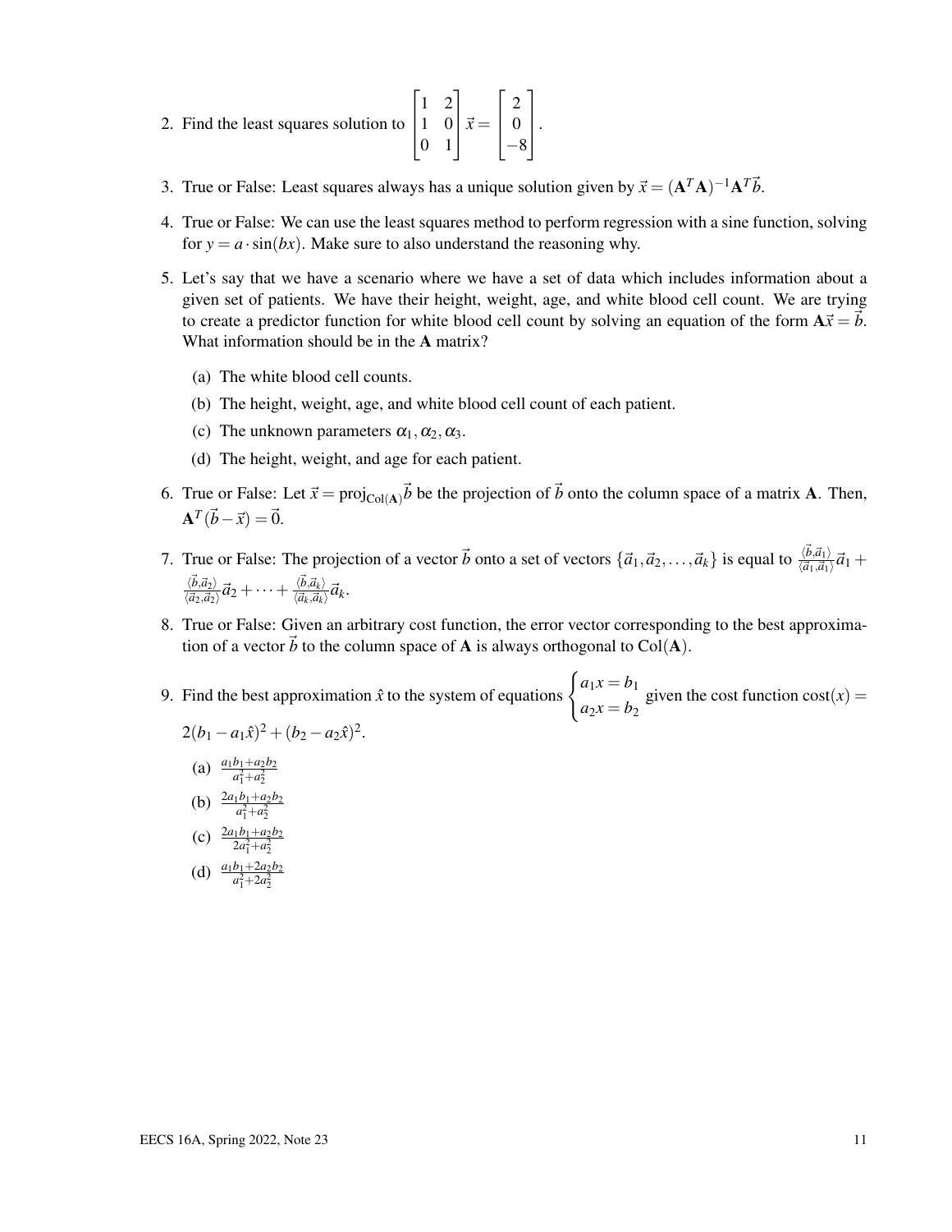2. Find the least squares solution to $\begin{bmatrix} 1 & 2 \\ 1 & 0 \\ 0 & 1 \end{bmatrix} \vec{x} = \begin{bmatrix} 2 \\ 0 \\ -8 \end{bmatrix}$.

3. True or False: Least squares always has a unique solution given by $\vec{x} = (\mathbf{A}^T\mathbf{A})^{-1}\mathbf{A}^T\vec{b}$.

4. True or False: We can use the least squares method to perform regression with a sine function, solving for $y = a \cdot \sin(bx)$. Make sure to also understand the reasoning why.

5. Let's say that we have a scenario where we have a set of data which includes information about a given set of patients. We have their height, weight, age, and white blood cell count. We are trying to create a predictor function for white blood cell count by solving an equation of the form $\mathbf{A}\vec{x} = \vec{b}$. What information should be in the $\mathbf{A}$ matrix?

   (a) The white blood cell counts.

   (b) The height, weight, age, and white blood cell count of each patient.

   (c) The unknown parameters $\alpha_1, \alpha_2, \alpha_3$.

   (d) The height, weight, and age for each patient.

6. True or False: Let $\vec{x} = \text{proj}_{\text{Col}(\mathbf{A})}\vec{b}$ be the projection of $\vec{b}$ onto the column space of a matrix $\mathbf{A}$. Then, $\mathbf{A}^T(\vec{b} - \vec{x}) = \vec{0}$.

7. True or False: The projection of a vector $\vec{b}$ onto a set of vectors $\{\vec{a}_1, \vec{a}_2, \ldots, \vec{a}_k\}$ is equal to $\frac{\langle \vec{b}, \vec{a}_1 \rangle}{\langle \vec{a}_1, \vec{a}_1 \rangle}\vec{a}_1 + \frac{\langle \vec{b}, \vec{a}_2 \rangle}{\langle \vec{a}_2, \vec{a}_2 \rangle}\vec{a}_2 + \cdots + \frac{\langle \vec{b}, \vec{a}_k \rangle}{\langle \vec{a}_k, \vec{a}_k \rangle}\vec{a}_k$.

8. True or False: Given an arbitrary cost function, the error vector corresponding to the best approximation of a vector $\vec{b}$ to the column space of $\mathbf{A}$ is always orthogonal to $\text{Col}(\mathbf{A})$.

9. Find the best approximation $\hat{x}$ to the system of equations $\begin{cases} a_1 x = b_1 \\ a_2 x = b_2 \end{cases}$ given the cost function $\text{cost}(x) = 2(b_1 - a_1\hat{x})^2 + (b_2 - a_2\hat{x})^2$.

   (a) $\frac{a_1 b_1 + a_2 b_2}{a_1^2 + a_2^2}$

   (b) $\frac{2a_1 b_1 + a_2 b_2}{a_1^2 + a_2^2}$

   (c) $\frac{2a_1 b_1 + a_2 b_2}{2a_1^2 + a_2^2}$

   (d) $\frac{a_1 b_1 + 2a_2 b_2}{a_1^2 + 2a_2^2}$